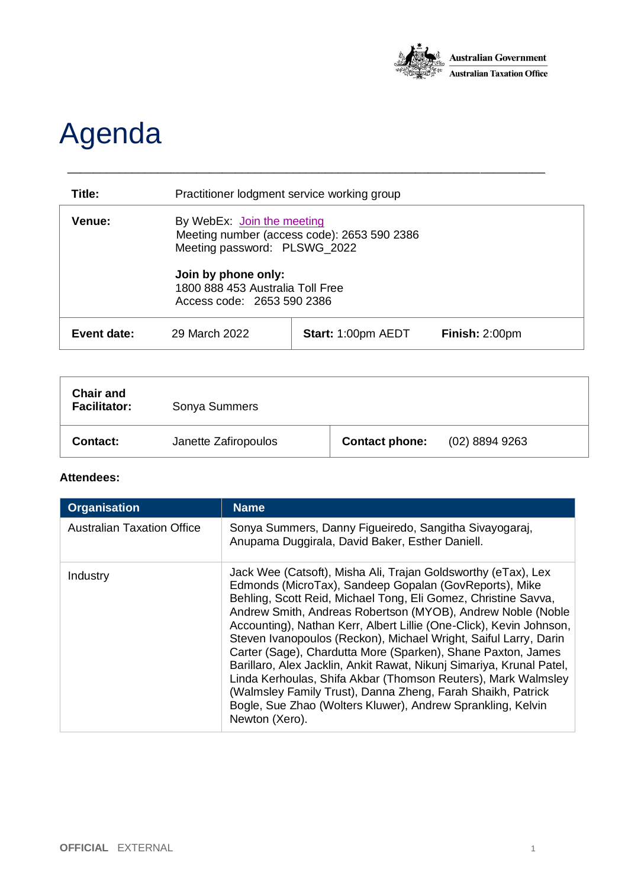Australian Government
Australian Taxation Office

# Agenda

| | | | |
|---|---|---|---|
| **Title:** | Practitioner lodgment service working group | | |
| **Venue:** | By WebEx: [Join the meeting]<br>Meeting number (access code): 2653 590 2386<br>Meeting password: PLSWG_2022<br><br>**Join by phone only:**<br>1800 888 453 Australia Toll Free<br>Access code: 2653 590 2386 | | |
| **Event date:** | 29 March 2022 | **Start:** 1:00pm AEDT | **Finish:** 2:00pm |

| | | | |
|---|---|---|---|
| **Chair and Facilitator:** | Sonya Summers | | |
| **Contact:** | Janette Zafiropoulos | **Contact phone:** | (02) 8894 9263 |

**Attendees:**

| Organisation | Name |
|---|---|
| Australian Taxation Office | Sonya Summers, Danny Figueiredo, Sangitha Sivayogaraj, Anupama Duggirala, David Baker, Esther Daniell. |
| Industry | Jack Wee (Catsoft), Misha Ali, Trajan Goldsworthy (eTax), Lex Edmonds (MicroTax), Sandeep Gopalan (GovReports), Mike Behling, Scott Reid, Michael Tong, Eli Gomez, Christine Savva, Andrew Smith, Andreas Robertson (MYOB), Andrew Noble (Noble Accounting), Nathan Kerr, Albert Lillie (One-Click), Kevin Johnson, Steven Ivanopoulos (Reckon), Michael Wright, Saiful Larry, Darin Carter (Sage), Chardutta More (Sparken), Shane Paxton, James Barillaro, Alex Jacklin, Ankit Rawat, Nikunj Simariya, Krunal Patel, Linda Kerhoulas, Shifa Akbar (Thomson Reuters), Mark Walmsley (Walmsley Family Trust), Danna Zheng, Farah Shaikh, Patrick Bogle, Sue Zhao (Wolters Kluwer), Andrew Sprankling, Kelvin Newton (Xero). |

OFFICIAL EXTERNAL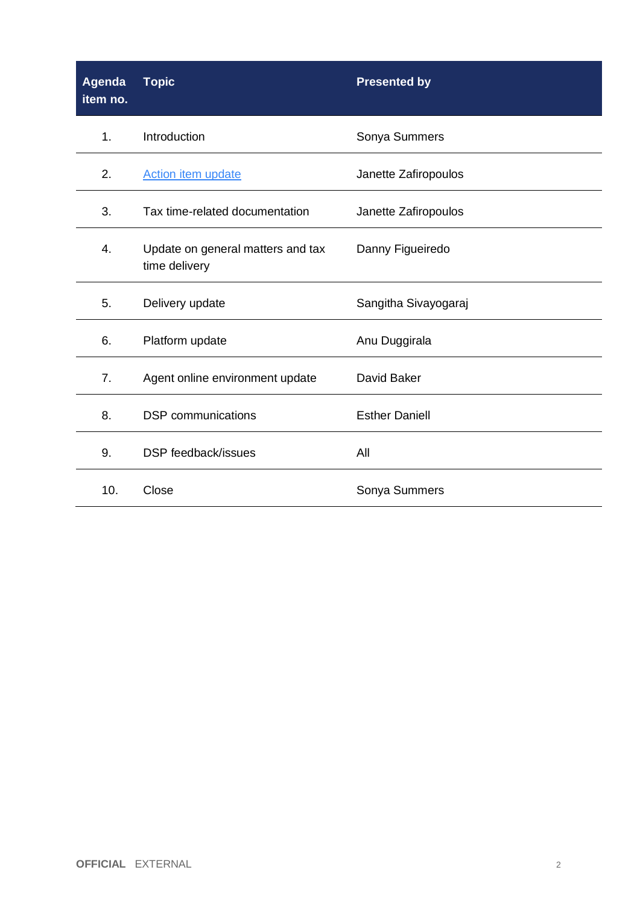| Agenda item no. | Topic | Presented by |
|---|---|---|
| 1. | Introduction | Sonya Summers |
| 2. | Action item update | Janette Zafiropoulos |
| 3. | Tax time-related documentation | Janette Zafiropoulos |
| 4. | Update on general matters and tax time delivery | Danny Figueiredo |
| 5. | Delivery update | Sangitha Sivayogaraj |
| 6. | Platform update | Anu Duggirala |
| 7. | Agent online environment update | David Baker |
| 8. | DSP communications | Esther Daniell |
| 9. | DSP feedback/issues | All |
| 10. | Close | Sonya Summers |

**OFFICIAL** EXTERNAL